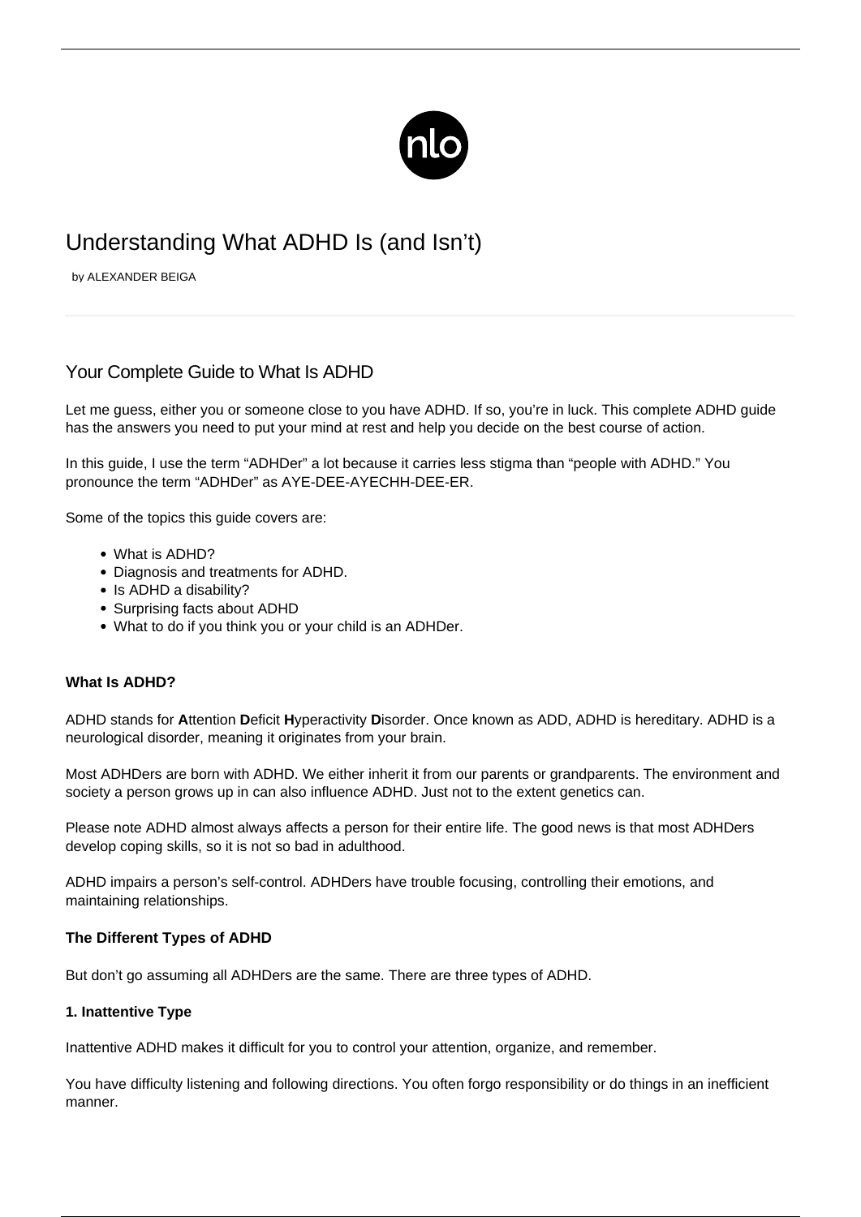# Understanding What ADHD Is (and Isn't)

by ALEXANDER BEIGA

## Your Complete Guide to What Is ADHD

Let me guess, either you or someone close to you have ADHD. If so, you're in luck. This complete ADHD guide has the answers you need to put your mind at rest and help you decide on the best course of action.

In this guide, I use the term "ADHDer" a lot because it carries less stigma than "people with ADHD." You pronounce the term "ADHDer" as AYE-DEE-AYECHH-DEE-ER.

Some of the topics this guide covers are:

- What is ADHD?
- Diagnosis and treatments for ADHD.
- Is ADHD a disability?
- Surprising facts about ADHD
- What to do if you think you or your child is an ADHDer.

### What Is ADHD?

ADHD stands for **A**ttention **D**eficit **H**yperactivity **D**isorder. Once known as ADD, ADHD is hereditary. ADHD is a neurological disorder, meaning it originates from your brain.

Most ADHDers are born with ADHD. We either inherit it from our parents or grandparents. The environment and society a person grows up in can also influence ADHD. Just not to the extent genetics can.

Please note ADHD almost always affects a person for their entire life. The good news is that most ADHDers develop coping skills, so it is not so bad in adulthood.

ADHD impairs a person's self-control. ADHDers have trouble focusing, controlling their emotions, and maintaining relationships.

### The Different Types of ADHD

But don't go assuming all ADHDers are the same. There are three types of ADHD.

#### 1. Inattentive Type

Inattentive ADHD makes it difficult for you to control your attention, organize, and remember.

You have difficulty listening and following directions. You often forgo responsibility or do things in an inefficient manner.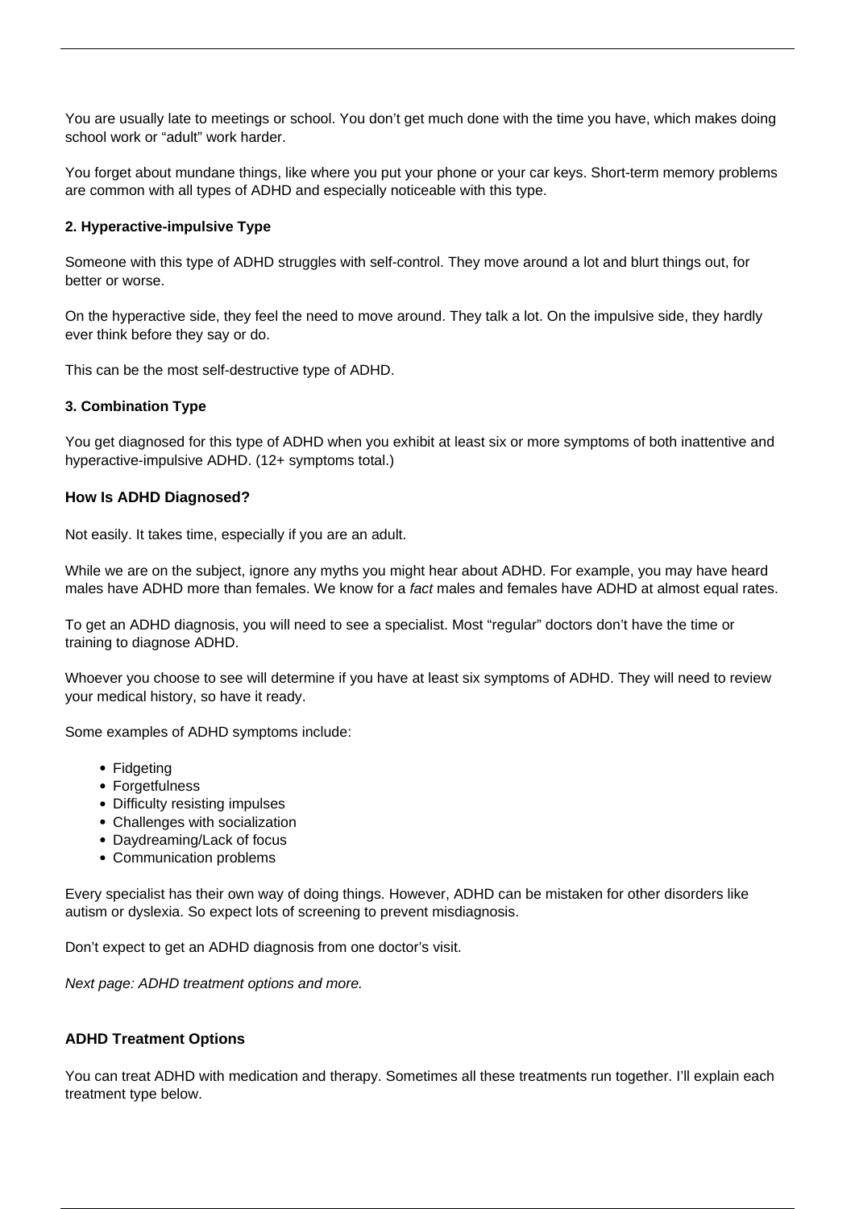You are usually late to meetings or school. You don't get much done with the time you have, which makes doing school work or "adult" work harder.

You forget about mundane things, like where you put your phone or your car keys. Short-term memory problems are common with all types of ADHD and especially noticeable with this type.

**2. Hyperactive-impulsive Type**

Someone with this type of ADHD struggles with self-control. They move around a lot and blurt things out, for better or worse.

On the hyperactive side, they feel the need to move around. They talk a lot. On the impulsive side, they hardly ever think before they say or do.

This can be the most self-destructive type of ADHD.

**3. Combination Type**

You get diagnosed for this type of ADHD when you exhibit at least six or more symptoms of both inattentive and hyperactive-impulsive ADHD. (12+ symptoms total.)

**How Is ADHD Diagnosed?**

Not easily. It takes time, especially if you are an adult.

While we are on the subject, ignore any myths you might hear about ADHD. For example, you may have heard males have ADHD more than females. We know for a *fact* males and females have ADHD at almost equal rates.

To get an ADHD diagnosis, you will need to see a specialist. Most "regular" doctors don't have the time or training to diagnose ADHD.

Whoever you choose to see will determine if you have at least six symptoms of ADHD. They will need to review your medical history, so have it ready.

Some examples of ADHD symptoms include:

- Fidgeting
- Forgetfulness
- Difficulty resisting impulses
- Challenges with socialization
- Daydreaming/Lack of focus
- Communication problems

Every specialist has their own way of doing things. However, ADHD can be mistaken for other disorders like autism or dyslexia. So expect lots of screening to prevent misdiagnosis.

Don't expect to get an ADHD diagnosis from one doctor's visit.

*Next page: ADHD treatment options and more.*

**ADHD Treatment Options**

You can treat ADHD with medication and therapy. Sometimes all these treatments run together. I'll explain each treatment type below.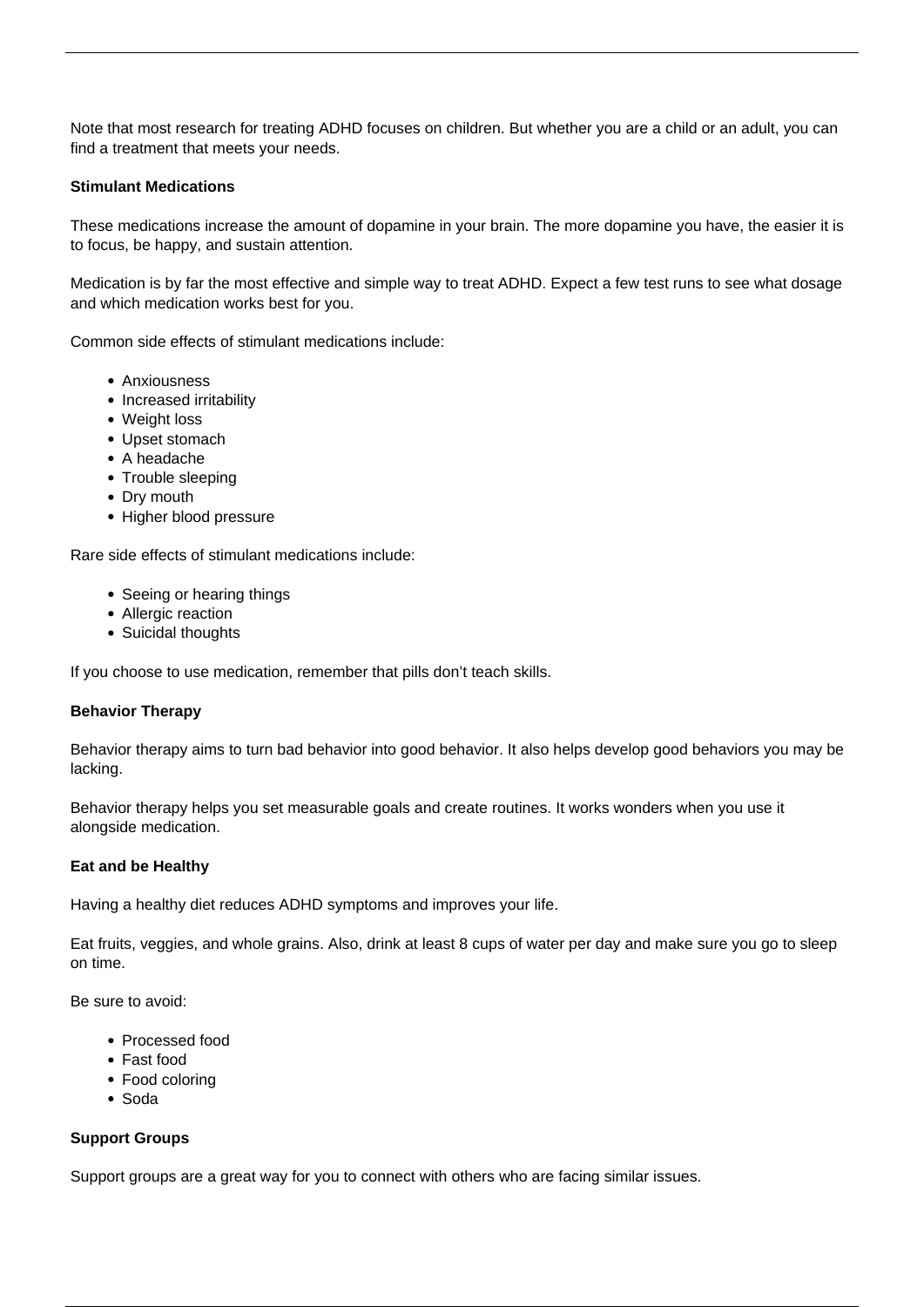Note that most research for treating ADHD focuses on children. But whether you are a child or an adult, you can find a treatment that meets your needs.

**Stimulant Medications**

These medications increase the amount of dopamine in your brain. The more dopamine you have, the easier it is to focus, be happy, and sustain attention.

Medication is by far the most effective and simple way to treat ADHD. Expect a few test runs to see what dosage and which medication works best for you.

Common side effects of stimulant medications include:

- Anxiousness
- Increased irritability
- Weight loss
- Upset stomach
- A headache
- Trouble sleeping
- Dry mouth
- Higher blood pressure

Rare side effects of stimulant medications include:

- Seeing or hearing things
- Allergic reaction
- Suicidal thoughts

If you choose to use medication, remember that pills don't teach skills.

**Behavior Therapy**

Behavior therapy aims to turn bad behavior into good behavior. It also helps develop good behaviors you may be lacking.

Behavior therapy helps you set measurable goals and create routines. It works wonders when you use it alongside medication.

**Eat and be Healthy**

Having a healthy diet reduces ADHD symptoms and improves your life.

Eat fruits, veggies, and whole grains. Also, drink at least 8 cups of water per day and make sure you go to sleep on time.

Be sure to avoid:

- Processed food
- Fast food
- Food coloring
- Soda

**Support Groups**

Support groups are a great way for you to connect with others who are facing similar issues.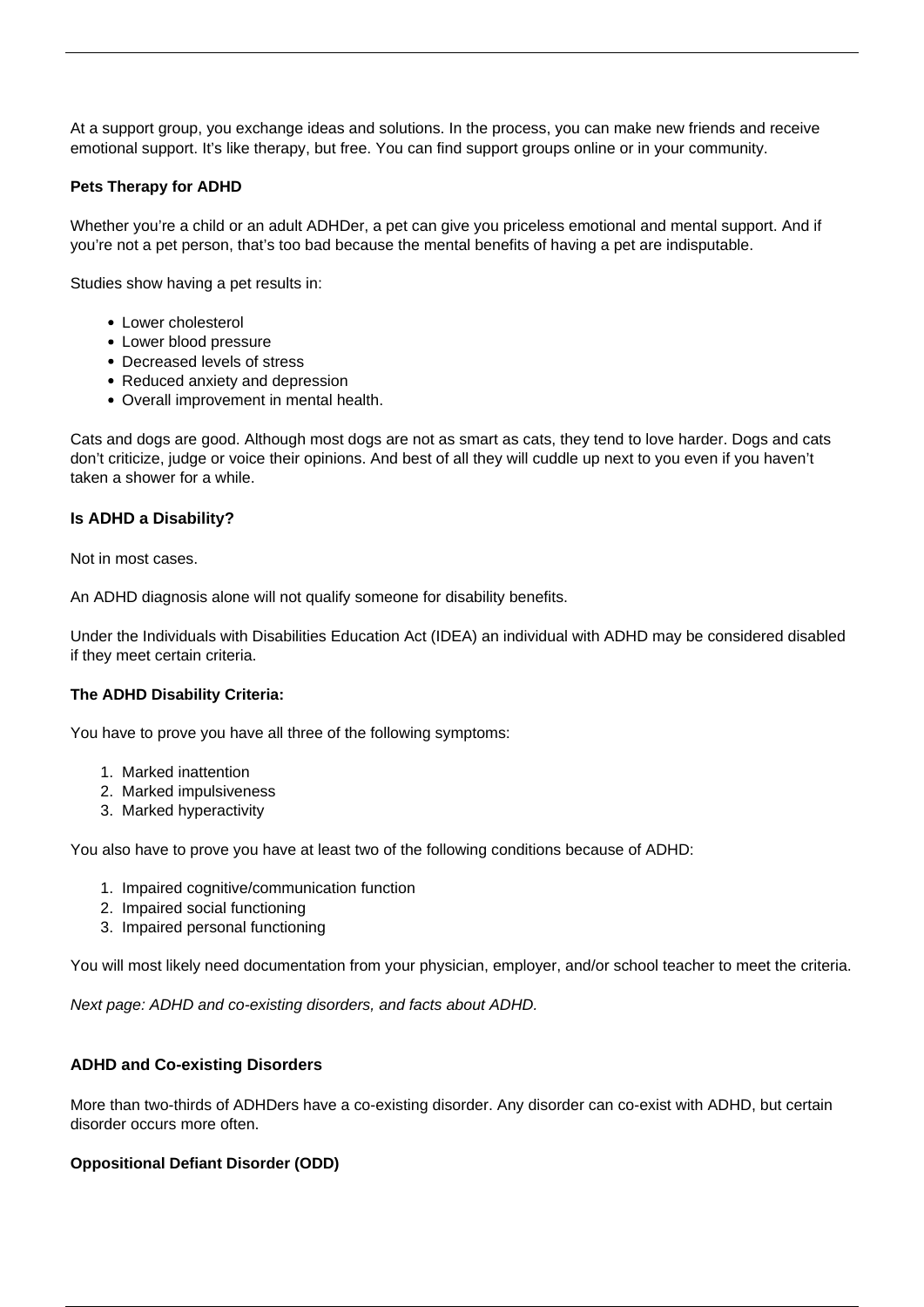At a support group, you exchange ideas and solutions. In the process, you can make new friends and receive emotional support. It's like therapy, but free. You can find support groups online or in your community.

**Pets Therapy for ADHD**

Whether you're a child or an adult ADHDer, a pet can give you priceless emotional and mental support. And if you're not a pet person, that's too bad because the mental benefits of having a pet are indisputable.

Studies show having a pet results in:

- Lower cholesterol
- Lower blood pressure
- Decreased levels of stress
- Reduced anxiety and depression
- Overall improvement in mental health.

Cats and dogs are good. Although most dogs are not as smart as cats, they tend to love harder. Dogs and cats don't criticize, judge or voice their opinions. And best of all they will cuddle up next to you even if you haven't taken a shower for a while.

**Is ADHD a Disability?**

Not in most cases.

An ADHD diagnosis alone will not qualify someone for disability benefits.

Under the Individuals with Disabilities Education Act (IDEA) an individual with ADHD may be considered disabled if they meet certain criteria.

**The ADHD Disability Criteria:**

You have to prove you have all three of the following symptoms:

1. Marked inattention
2. Marked impulsiveness
3. Marked hyperactivity

You also have to prove you have at least two of the following conditions because of ADHD:

1. Impaired cognitive/communication function
2. Impaired social functioning
3. Impaired personal functioning

You will most likely need documentation from your physician, employer, and/or school teacher to meet the criteria.

*Next page: ADHD and co-existing disorders, and facts about ADHD.*

**ADHD and Co-existing Disorders**

More than two-thirds of ADHDers have a co-existing disorder. Any disorder can co-exist with ADHD, but certain disorder occurs more often.

**Oppositional Defiant Disorder (ODD)**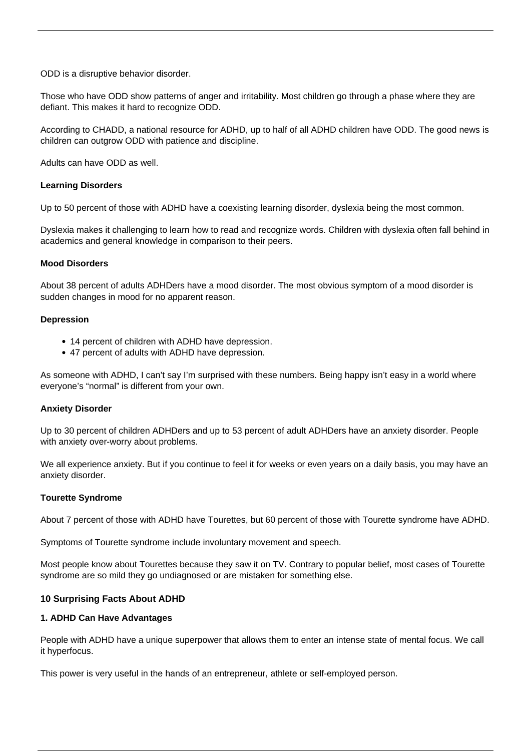ODD is a disruptive behavior disorder.

Those who have ODD show patterns of anger and irritability. Most children go through a phase where they are defiant. This makes it hard to recognize ODD.

According to CHADD, a national resource for ADHD, up to half of all ADHD children have ODD. The good news is children can outgrow ODD with patience and discipline.

Adults can have ODD as well.

**Learning Disorders**

Up to 50 percent of those with ADHD have a coexisting learning disorder, dyslexia being the most common.

Dyslexia makes it challenging to learn how to read and recognize words. Children with dyslexia often fall behind in academics and general knowledge in comparison to their peers.

**Mood Disorders**

About 38 percent of adults ADHDers have a mood disorder. The most obvious symptom of a mood disorder is sudden changes in mood for no apparent reason.

**Depression**

- 14 percent of children with ADHD have depression.
- 47 percent of adults with ADHD have depression.

As someone with ADHD, I can't say I'm surprised with these numbers. Being happy isn't easy in a world where everyone's "normal" is different from your own.

**Anxiety Disorder**

Up to 30 percent of children ADHDers and up to 53 percent of adult ADHDers have an anxiety disorder. People with anxiety over-worry about problems.

We all experience anxiety. But if you continue to feel it for weeks or even years on a daily basis, you may have an anxiety disorder.

**Tourette Syndrome**

About 7 percent of those with ADHD have Tourettes, but 60 percent of those with Tourette syndrome have ADHD.

Symptoms of Tourette syndrome include involuntary movement and speech.

Most people know about Tourettes because they saw it on TV. Contrary to popular belief, most cases of Tourette syndrome are so mild they go undiagnosed or are mistaken for something else.

**10 Surprising Facts About ADHD**

**1. ADHD Can Have Advantages**

People with ADHD have a unique superpower that allows them to enter an intense state of mental focus. We call it hyperfocus.

This power is very useful in the hands of an entrepreneur, athlete or self-employed person.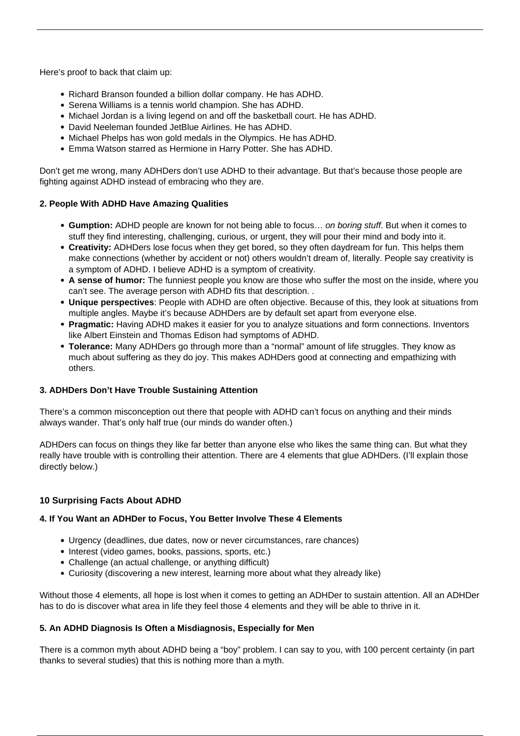Here's proof to back that claim up:

- Richard Branson founded a billion dollar company. He has ADHD.
- Serena Williams is a tennis world champion. She has ADHD.
- Michael Jordan is a living legend on and off the basketball court. He has ADHD.
- David Neeleman founded JetBlue Airlines. He has ADHD.
- Michael Phelps has won gold medals in the Olympics. He has ADHD.
- Emma Watson starred as Hermione in Harry Potter. She has ADHD.

Don't get me wrong, many ADHDers don't use ADHD to their advantage. But that's because those people are fighting against ADHD instead of embracing who they are.

**2. People With ADHD Have Amazing Qualities**

- **Gumption:** ADHD people are known for not being able to focus… *on boring stuff*. But when it comes to stuff they find interesting, challenging, curious, or urgent, they will pour their mind and body into it.
- **Creativity:** ADHDers lose focus when they get bored, so they often daydream for fun. This helps them make connections (whether by accident or not) others wouldn't dream of, literally. People say creativity is a symptom of ADHD. I believe ADHD is a symptom of creativity.
- **A sense of humor:** The funniest people you know are those who suffer the most on the inside, where you can't see. The average person with ADHD fits that description. .
- **Unique perspectives**: People with ADHD are often objective. Because of this, they look at situations from multiple angles. Maybe it's because ADHDers are by default set apart from everyone else.
- **Pragmatic:** Having ADHD makes it easier for you to analyze situations and form connections. Inventors like Albert Einstein and Thomas Edison had symptoms of ADHD.
- **Tolerance:** Many ADHDers go through more than a "normal" amount of life struggles. They know as much about suffering as they do joy. This makes ADHDers good at connecting and empathizing with others.

**3. ADHDers Don't Have Trouble Sustaining Attention**

There's a common misconception out there that people with ADHD can't focus on anything and their minds always wander. That's only half true (our minds do wander often.)

ADHDers can focus on things they like far better than anyone else who likes the same thing can. But what they really have trouble with is controlling their attention. There are 4 elements that glue ADHDers. (I'll explain those directly below.)

**10 Surprising Facts About ADHD**

**4. If You Want an ADHDer to Focus, You Better Involve These 4 Elements**

- Urgency (deadlines, due dates, now or never circumstances, rare chances)
- Interest (video games, books, passions, sports, etc.)
- Challenge (an actual challenge, or anything difficult)
- Curiosity (discovering a new interest, learning more about what they already like)

Without those 4 elements, all hope is lost when it comes to getting an ADHDer to sustain attention. All an ADHDer has to do is discover what area in life they feel those 4 elements and they will be able to thrive in it.

**5. An ADHD Diagnosis Is Often a Misdiagnosis, Especially for Men**

There is a common myth about ADHD being a "boy" problem. I can say to you, with 100 percent certainty (in part thanks to several studies) that this is nothing more than a myth.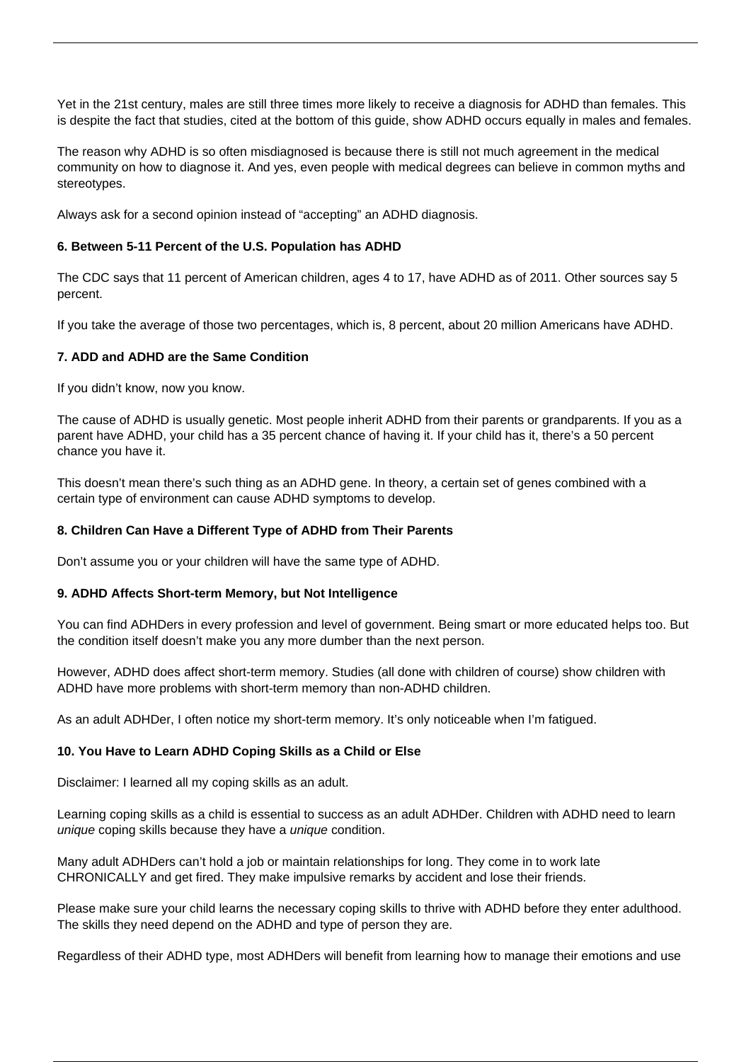Yet in the 21st century, males are still three times more likely to receive a diagnosis for ADHD than females. This is despite the fact that studies, cited at the bottom of this guide, show ADHD occurs equally in males and females.

The reason why ADHD is so often misdiagnosed is because there is still not much agreement in the medical community on how to diagnose it. And yes, even people with medical degrees can believe in common myths and stereotypes.

Always ask for a second opinion instead of "accepting" an ADHD diagnosis.

**6. Between 5-11 Percent of the U.S. Population has ADHD**

The CDC says that 11 percent of American children, ages 4 to 17, have ADHD as of 2011. Other sources say 5 percent.

If you take the average of those two percentages, which is, 8 percent, about 20 million Americans have ADHD.

**7. ADD and ADHD are the Same Condition**

If you didn't know, now you know.

The cause of ADHD is usually genetic. Most people inherit ADHD from their parents or grandparents. If you as a parent have ADHD, your child has a 35 percent chance of having it. If your child has it, there's a 50 percent chance you have it.

This doesn't mean there's such thing as an ADHD gene. In theory, a certain set of genes combined with a certain type of environment can cause ADHD symptoms to develop.

**8. Children Can Have a Different Type of ADHD from Their Parents**

Don't assume you or your children will have the same type of ADHD.

**9. ADHD Affects Short-term Memory, but Not Intelligence**

You can find ADHDers in every profession and level of government. Being smart or more educated helps too. But the condition itself doesn't make you any more dumber than the next person.

However, ADHD does affect short-term memory. Studies (all done with children of course) show children with ADHD have more problems with short-term memory than non-ADHD children.

As an adult ADHDer, I often notice my short-term memory. It's only noticeable when I'm fatigued.

**10. You Have to Learn ADHD Coping Skills as a Child or Else**

Disclaimer: I learned all my coping skills as an adult.

Learning coping skills as a child is essential to success as an adult ADHDer. Children with ADHD need to learn *unique* coping skills because they have a *unique* condition.

Many adult ADHDers can't hold a job or maintain relationships for long. They come in to work late CHRONICALLY and get fired. They make impulsive remarks by accident and lose their friends.

Please make sure your child learns the necessary coping skills to thrive with ADHD before they enter adulthood. The skills they need depend on the ADHD and type of person they are.

Regardless of their ADHD type, most ADHDers will benefit from learning how to manage their emotions and use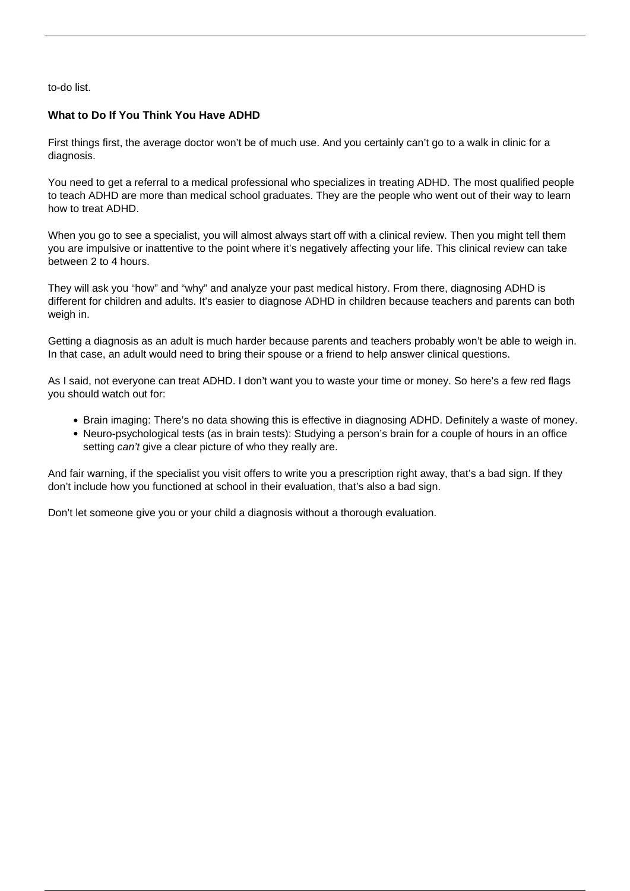to-do list.

**What to Do If You Think You Have ADHD**

First things first, the average doctor won't be of much use. And you certainly can't go to a walk in clinic for a diagnosis.

You need to get a referral to a medical professional who specializes in treating ADHD. The most qualified people to teach ADHD are more than medical school graduates. They are the people who went out of their way to learn how to treat ADHD.

When you go to see a specialist, you will almost always start off with a clinical review. Then you might tell them you are impulsive or inattentive to the point where it's negatively affecting your life. This clinical review can take between 2 to 4 hours.

They will ask you "how" and "why" and analyze your past medical history. From there, diagnosing ADHD is different for children and adults. It's easier to diagnose ADHD in children because teachers and parents can both weigh in.

Getting a diagnosis as an adult is much harder because parents and teachers probably won't be able to weigh in. In that case, an adult would need to bring their spouse or a friend to help answer clinical questions.

As I said, not everyone can treat ADHD. I don't want you to waste your time or money. So here's a few red flags you should watch out for:

- Brain imaging: There's no data showing this is effective in diagnosing ADHD. Definitely a waste of money.
- Neuro-psychological tests (as in brain tests): Studying a person's brain for a couple of hours in an office setting *can't* give a clear picture of who they really are.

And fair warning, if the specialist you visit offers to write you a prescription right away, that's a bad sign. If they don't include how you functioned at school in their evaluation, that's also a bad sign.

Don't let someone give you or your child a diagnosis without a thorough evaluation.